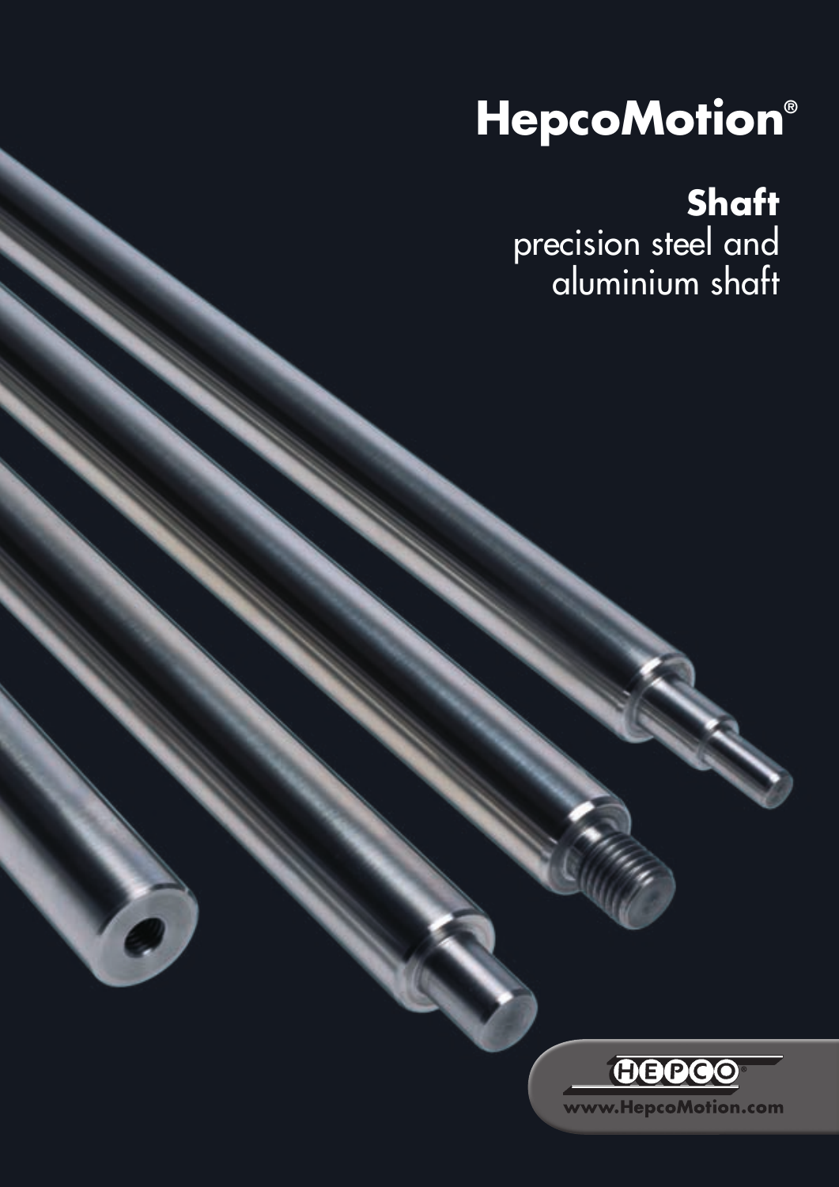# HepcoMotion®

## Shaft

precision steel and aluminium shaft

HEPCO®

www.HepcoMotion.com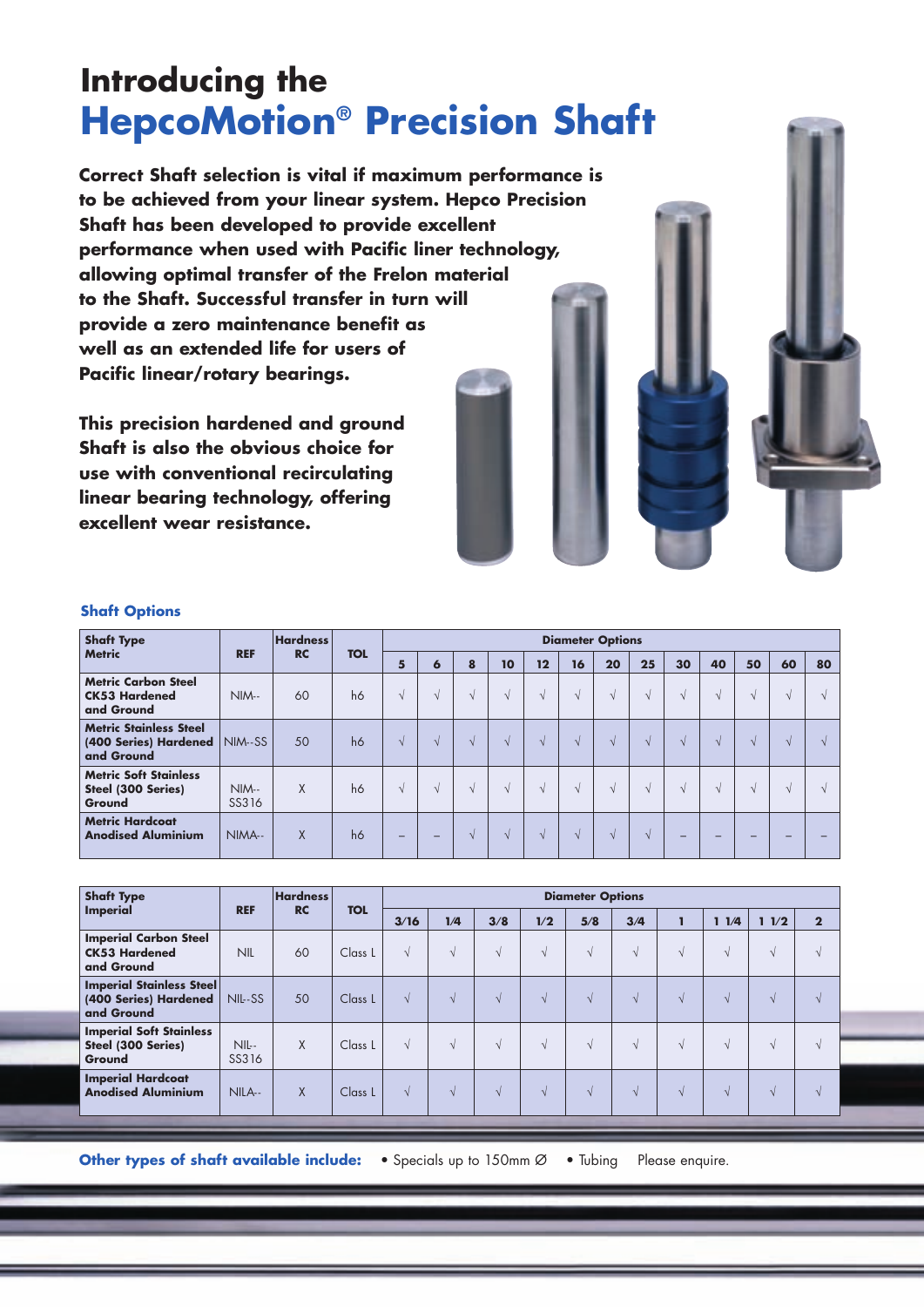# Introducing the
# HepcoMotion® Precision Shaft

**Correct Shaft selection is vital if maximum performance is to be achieved from your linear system. Hepco Precision Shaft has been developed to provide excellent performance when used with Pacific liner technology, allowing optimal transfer of the Frelon material to the Shaft. Successful transfer in turn will provide a zero maintenance benefit as well as an extended life for users of Pacific linear/rotary bearings.**

**This precision hardened and ground Shaft is also the obvious choice for use with conventional recirculating linear bearing technology, offering excellent wear resistance.**

### Shaft Options

| Shaft Type Metric | REF | Hardness RC | TOL | Diameter Options | | | | | | | | | | | | |
|---|---|---|---|---|---|---|---|---|---|---|---|---|---|---|---|---|
| | | | | 5 | 6 | 8 | 10 | 12 | 16 | 20 | 25 | 30 | 40 | 50 | 60 | 80 |
| **Metric Carbon Steel CK53 Hardened and Ground** | NIM-- | 60 | h6 | √ | √ | √ | √ | √ | √ | √ | √ | √ | √ | √ | √ | √ |
| **Metric Stainless Steel (400 Series) Hardened and Ground** | NIM--SS | 50 | h6 | √ | √ | √ | √ | √ | √ | √ | √ | √ | √ | √ | √ | √ |
| **Metric Soft Stainless Steel (300 Series) Ground** | NIM--SS316 | X | h6 | √ | √ | √ | √ | √ | √ | √ | √ | √ | √ | √ | √ | √ |
| **Metric Hardcoat Anodised Aluminium** | NIMA-- | X | h6 | – | – | √ | √ | √ | √ | √ | √ | – | – | – | – | – |

| Shaft Type Imperial | REF | Hardness RC | TOL | Diameter Options | | | | | | | | | |
|---|---|---|---|---|---|---|---|---|---|---|---|---|---|
| | | | | 3/16 | 1/4 | 3/8 | 1/2 | 5/8 | 3/4 | 1 | 1 1/4 | 1 1/2 | 2 |
| **Imperial Carbon Steel CK53 Hardened and Ground** | NIL | 60 | Class L | √ | √ | √ | √ | √ | √ | √ | √ | √ | √ |
| **Imperial Stainless Steel (400 Series) Hardened and Ground** | NIL-SS | 50 | Class L | √ | √ | √ | √ | √ | √ | √ | √ | √ | √ |
| **Imperial Soft Stainless Steel (300 Series) Ground** | NIL-SS316 | X | Class L | √ | √ | √ | √ | √ | √ | √ | √ | √ | √ |
| **Imperial Hardcoat Anodised Aluminium** | NILA-- | X | Class L | √ | √ | √ | √ | √ | √ | √ | √ | √ | √ |

**Other types of shaft available include:** • Specials up to 150mm Ø • Tubing Please enquire.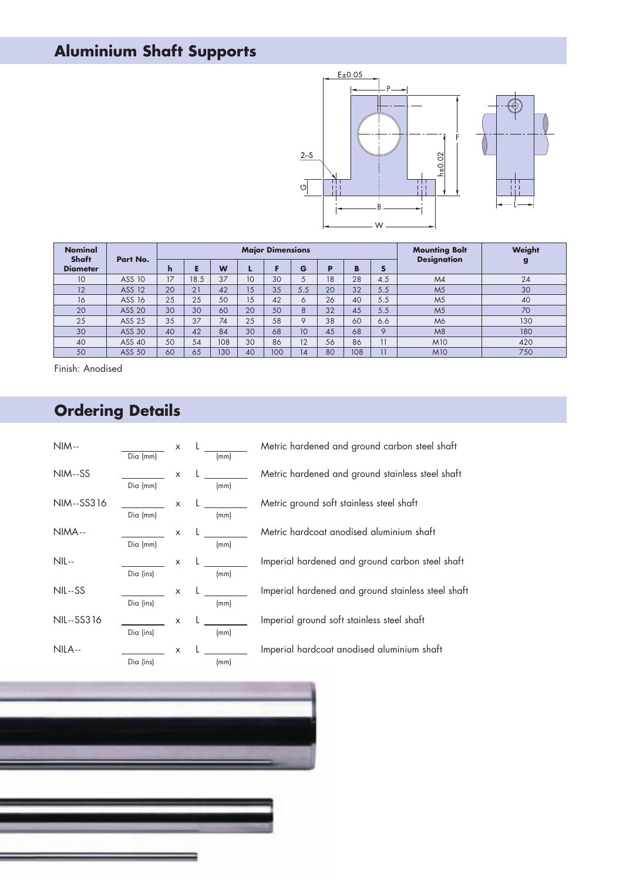## Aluminium Shaft Supports

| Nominal Shaft Diameter | Part No. | Major Dimensions | | | | | | | | | Mounting Bolt Designation | Weight g |
|---|---|---|---|---|---|---|---|---|---|---|---|---|
| | | h | E | W | L | F | G | P | B | S | | |
| 10 | ASS 10 | 17 | 18.5 | 37 | 10 | 30 | 5 | 18 | 28 | 4.5 | M4 | 24 |
| 12 | ASS 12 | 20 | 21 | 42 | 15 | 35 | 5.5 | 20 | 32 | 5.5 | M5 | 30 |
| 16 | ASS 16 | 25 | 25 | 50 | 15 | 42 | 6 | 26 | 40 | 5.5 | M5 | 40 |
| 20 | ASS 20 | 30 | 30 | 60 | 20 | 50 | 8 | 32 | 45 | 5.5 | M5 | 70 |
| 25 | ASS 25 | 35 | 37 | 74 | 25 | 58 | 9 | 38 | 60 | 6.6 | M6 | 130 |
| 30 | ASS 30 | 40 | 42 | 84 | 30 | 68 | 10 | 45 | 68 | 9 | M8 | 180 |
| 40 | ASS 40 | 50 | 54 | 108 | 30 | 86 | 12 | 56 | 86 | 11 | M10 | 420 |
| 50 | ASS 50 | 60 | 65 | 130 | 40 | 100 | 14 | 80 | 108 | 11 | M10 | 750 |

Finish: Anodised

## Ordering Details

| Code | Dia | | Length | Description |
|---|---|---|---|---|
| NIM-- | Dia (mm) | x | L (mm) | Metric hardened and ground carbon steel shaft |
| NIM--SS | Dia (mm) | x | L (mm) | Metric hardened and ground stainless steel shaft |
| NIM--SS316 | Dia (mm) | x | L (mm) | Metric ground soft stainless steel shaft |
| NIMA-- | Dia (mm) | x | L (mm) | Metric hardcoat anodised aluminium shaft |
| NIL-- | Dia (ins) | x | L (mm) | Imperial hardened and ground carbon steel shaft |
| NIL--SS | Dia (ins) | x | L (mm) | Imperial hardened and ground stainless steel shaft |
| NIL--SS316 | Dia (ins) | x | L (mm) | Imperial ground soft stainless steel shaft |
| NILA-- | Dia (ins) | x | L (mm) | Imperial hardcoat anodised aluminium shaft |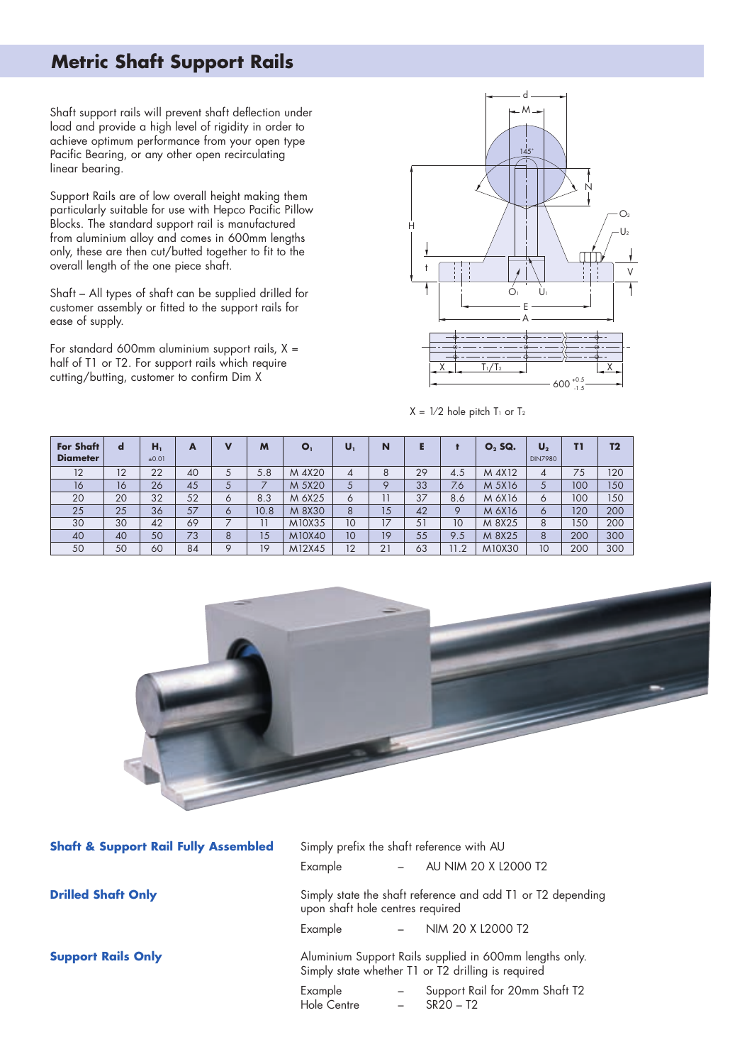# Metric Shaft Support Rails

Shaft support rails will prevent shaft deflection under load and provide a high level of rigidity in order to achieve optimum performance from your open type Pacific Bearing, or any other open recirculating linear bearing.

Support Rails are of low overall height making them particularly suitable for use with Hepco Pacific Pillow Blocks. The standard support rail is manufactured from aluminium alloy and comes in 600mm lengths only, these are then cut/butted together to fit to the overall length of the one piece shaft.

Shaft – All types of shaft can be supplied drilled for customer assembly or fitted to the support rails for ease of supply.

For standard 600mm aluminium support rails, X = half of T1 or T2. For support rails which require cutting/butting, customer to confirm Dim X

X = 1⁄2 hole pitch $T_1$ or $T_2$

| For Shaft Diameter | d | $H_1$ ±0.01 | A | V | M | $O_1$ | $U_1$ | N | E | t | $O_2$ SQ. | $U_2$ DIN7980 | T1 | T2 |
|---|---|---|---|---|---|---|---|---|---|---|---|---|---|---|
| 12 | 12 | 22 | 40 | 5 | 5.8 | M 4X20 | 4 | 8 | 29 | 4.5 | M 4X12 | 4 | 75 | 120 |
| 16 | 16 | 26 | 45 | 5 | 7 | M 5X20 | 5 | 9 | 33 | 7.6 | M 5X16 | 5 | 100 | 150 |
| 20 | 20 | 32 | 52 | 6 | 8.3 | M 6X25 | 6 | 11 | 37 | 8.6 | M 6X16 | 6 | 100 | 150 |
| 25 | 25 | 36 | 57 | 6 | 10.8 | M 8X30 | 8 | 15 | 42 | 9 | M 6X16 | 6 | 120 | 200 |
| 30 | 30 | 42 | 69 | 7 | 11 | M10X35 | 10 | 17 | 51 | 10 | M 8X25 | 8 | 150 | 200 |
| 40 | 40 | 50 | 73 | 8 | 15 | M10X40 | 10 | 19 | 55 | 9.5 | M 8X25 | 8 | 200 | 300 |
| 50 | 50 | 60 | 84 | 9 | 19 | M12X45 | 12 | 21 | 63 | 11.2 | M10X30 | 10 | 200 | 300 |

**Shaft & Support Rail Fully Assembled**

Simply prefix the shaft reference with AU

Example – AU NIM 20 X L2000 T2

**Drilled Shaft Only**

Simply state the shaft reference and add T1 or T2 depending upon shaft hole centres required

Example – NIM 20 X L2000 T2

**Support Rails Only**

Aluminium Support Rails supplied in 600mm lengths only. Simply state whether T1 or T2 drilling is required

Example – Support Rail for 20mm Shaft T2
Hole Centre – SR20 – T2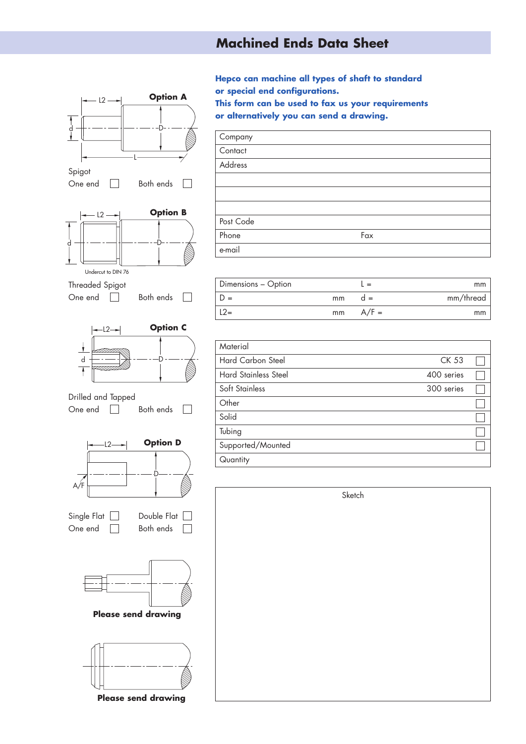# Machined Ends Data Sheet

**Option A**

L2, d, D, L

Spigot

One end ☐ Both ends ☐

**Option B**

L2, d, D

Undercut to DIN 76

Threaded Spigot

One end ☐ Both ends ☐

**Option C**

L2, d, D

Drilled and Tapped

One end ☐ Both ends ☐

**Option D**

L2, D, A/F

Single Flat ☐ Double Flat ☐

One end ☐ Both ends ☐

**Please send drawing**

**Please send drawing**

**Hepco can machine all types of shaft to standard or special end configurations.**
**This form can be used to fax us your requirements or alternatively you can send a drawing.**

| Company | |
|---|---|
| Contact | |
| Address | |
| | |
| | |
| | |
| Post Code | |
| Phone | Fax |
| e-mail | |

| Dimensions – Option | | L = | mm |
|---|---|---|---|
| D = | mm | d = | mm/thread |
| L2= | mm | A/F = | mm |

| Material | | |
|---|---|---|
| Hard Carbon Steel | CK 53 | ☐ |
| Hard Stainless Steel | 400 series | ☐ |
| Soft Stainless | 300 series | ☐ |
| Other | | ☐ |
| Solid | | ☐ |
| Tubing | | ☐ |
| Supported/Mounted | | ☐ |
| Quantity | | |

Sketch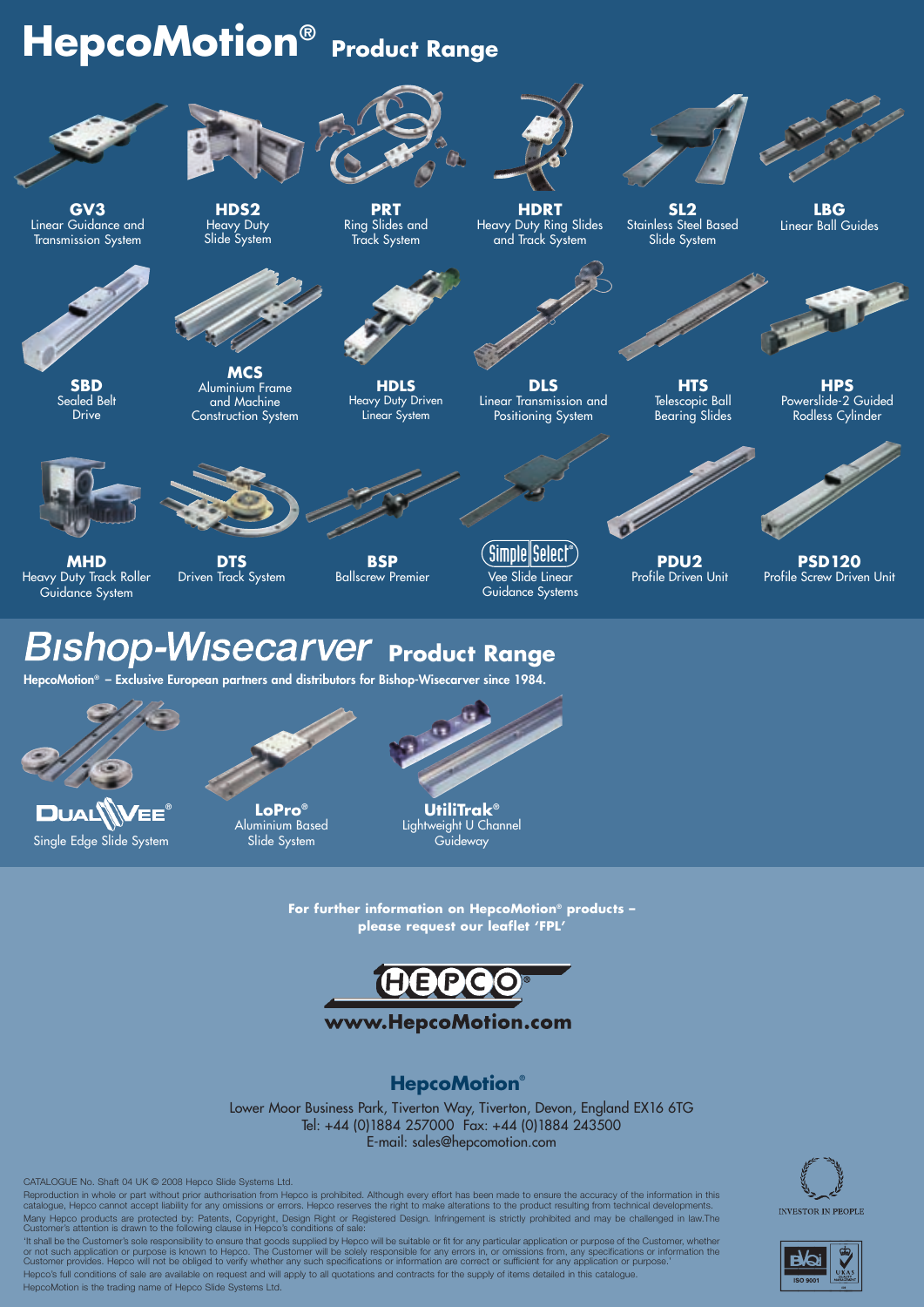# HepcoMotion® Product Range

**GV3**
Linear Guidance and Transmission System

**HDS2**
Heavy Duty Slide System

**PRT**
Ring Slides and Track System

**HDRT**
Heavy Duty Ring Slides and Track System

**SL2**
Stainless Steel Based Slide System

**LBG**
Linear Ball Guides

**SBD**
Sealed Belt Drive

**MCS**
Aluminium Frame and Machine Construction System

**HDLS**
Heavy Duty Driven Linear System

**DLS**
Linear Transmission and Positioning System

**HTS**
Telescopic Ball Bearing Slides

**HPS**
Powerslide-2 Guided Rodless Cylinder

**MHD**
Heavy Duty Track Roller Guidance System

**DTS**
Driven Track System

**BSP**
Ballscrew Premier

**Simple Select®**
Vee Slide Linear Guidance Systems

**PDU2**
Profile Driven Unit

**PSD120**
Profile Screw Driven Unit

# Bishop-Wisecarver Product Range

**HepcoMotion® – Exclusive European partners and distributors for Bishop-Wisecarver since 1984.**

**DualVee®**
Single Edge Slide System

**LoPro®**
Aluminium Based Slide System

**UtiliTrak®**
Lightweight U Channel Guideway

**For further information on HepcoMotion® products – please request our leaflet 'FPL'**

HEPCO®

**www.HepcoMotion.com**

**HepcoMotion®**

Lower Moor Business Park, Tiverton Way, Tiverton, Devon, England EX16 6TG
Tel: +44 (0)1884 257000 Fax: +44 (0)1884 243500
E-mail: sales@hepcomotion.com

CATALOGUE No. Shaft 04 UK © 2008 Hepco Slide Systems Ltd.

Reproduction in whole or part without prior authorisation from Hepco is prohibited. Although every effort has been made to ensure the accuracy of the information in this catalogue, Hepco cannot accept liability for any omissions or errors. Hepco reserves the right to make alterations to the product resulting from technical developments.

Many Hepco products are protected by: Patents, Copyright, Design Right or Registered Design. Infringement is strictly prohibited and may be challenged in law.The Customer's attention is drawn to the following clause in Hepco's conditions of sale:

'It shall be the Customer's sole responsibility to ensure that goods supplied by Hepco will be suitable or fit for any particular application or purpose of the Customer, whether or not such application or purpose is known to Hepco. The Customer will be solely responsible for any errors in, or omissions from, any specifications or information the Customer provides. Hepco will not be obliged to verify whether any such specifications or information are correct or sufficient for any application or purpose.'

Hepco's full conditions of sale are available on request and will apply to all quotations and contracts for the supply of items detailed in this catalogue.

HepcoMotion is the trading name of Hepco Slide Systems Ltd.

INVESTOR IN PEOPLE

ISO 9001